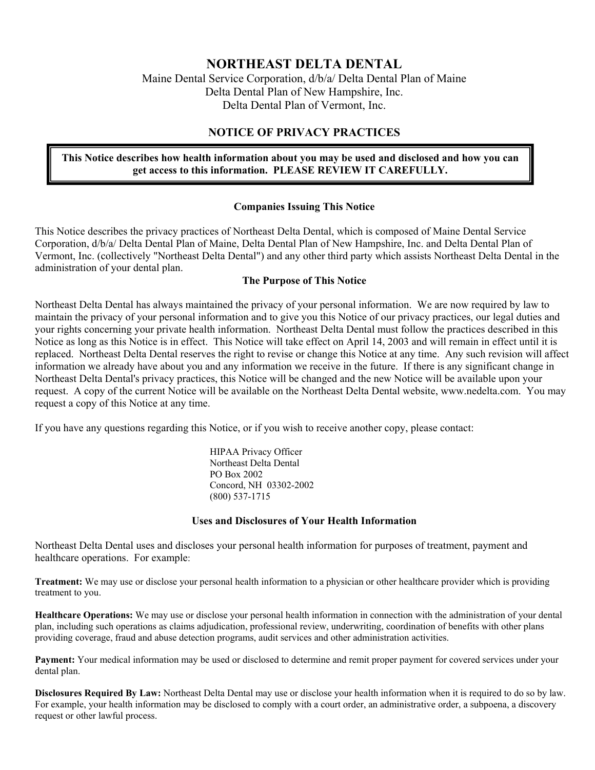# NORTHEAST DELTA DENTAL

Maine Dental Service Corporation, d/b/a/ Delta Dental Plan of Maine
Delta Dental Plan of New Hampshire, Inc.
Delta Dental Plan of Vermont, Inc.

## NOTICE OF PRIVACY PRACTICES

**This Notice describes how health information about you may be used and disclosed and how you can get access to this information. PLEASE REVIEW IT CAREFULLY.**

### Companies Issuing This Notice

This Notice describes the privacy practices of Northeast Delta Dental, which is composed of Maine Dental Service Corporation, d/b/a/ Delta Dental Plan of Maine, Delta Dental Plan of New Hampshire, Inc. and Delta Dental Plan of Vermont, Inc. (collectively "Northeast Delta Dental") and any other third party which assists Northeast Delta Dental in the administration of your dental plan.

### The Purpose of This Notice

Northeast Delta Dental has always maintained the privacy of your personal information. We are now required by law to maintain the privacy of your personal information and to give you this Notice of our privacy practices, our legal duties and your rights concerning your private health information. Northeast Delta Dental must follow the practices described in this Notice as long as this Notice is in effect. This Notice will take effect on April 14, 2003 and will remain in effect until it is replaced. Northeast Delta Dental reserves the right to revise or change this Notice at any time. Any such revision will affect information we already have about you and any information we receive in the future. If there is any significant change in Northeast Delta Dental's privacy practices, this Notice will be changed and the new Notice will be available upon your request. A copy of the current Notice will be available on the Northeast Delta Dental website, www.nedelta.com. You may request a copy of this Notice at any time.

If you have any questions regarding this Notice, or if you wish to receive another copy, please contact:

HIPAA Privacy Officer
Northeast Delta Dental
PO Box 2002
Concord, NH 03302-2002
(800) 537-1715

### Uses and Disclosures of Your Health Information

Northeast Delta Dental uses and discloses your personal health information for purposes of treatment, payment and healthcare operations. For example:

**Treatment:** We may use or disclose your personal health information to a physician or other healthcare provider which is providing treatment to you.

**Healthcare Operations:** We may use or disclose your personal health information in connection with the administration of your dental plan, including such operations as claims adjudication, professional review, underwriting, coordination of benefits with other plans providing coverage, fraud and abuse detection programs, audit services and other administration activities.

**Payment:** Your medical information may be used or disclosed to determine and remit proper payment for covered services under your dental plan.

**Disclosures Required By Law:** Northeast Delta Dental may use or disclose your health information when it is required to do so by law. For example, your health information may be disclosed to comply with a court order, an administrative order, a subpoena, a discovery request or other lawful process.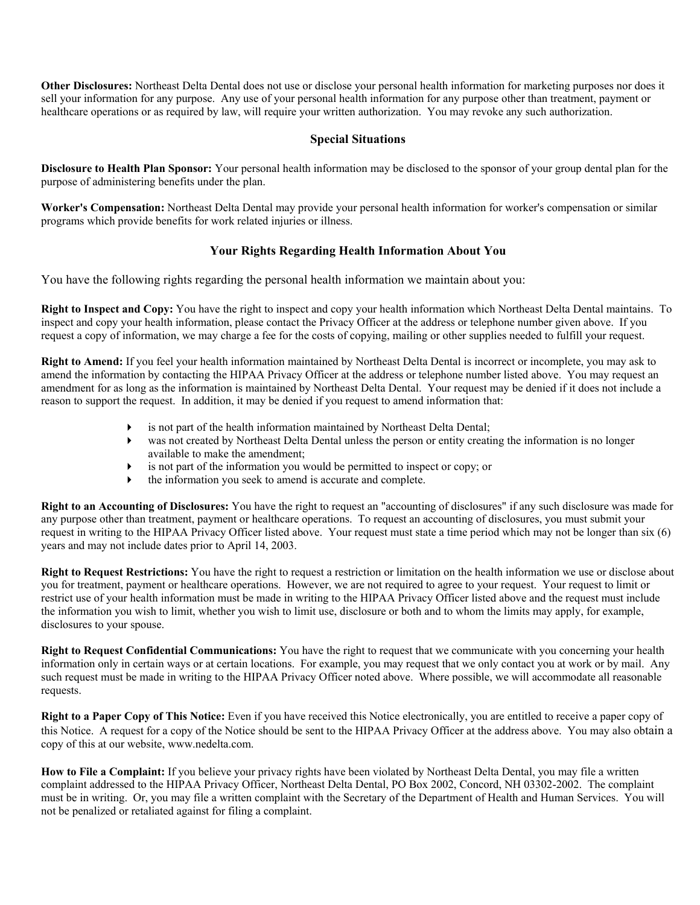**Other Disclosures:** Northeast Delta Dental does not use or disclose your personal health information for marketing purposes nor does it sell your information for any purpose. Any use of your personal health information for any purpose other than treatment, payment or healthcare operations or as required by law, will require your written authorization. You may revoke any such authorization.

## Special Situations

**Disclosure to Health Plan Sponsor:** Your personal health information may be disclosed to the sponsor of your group dental plan for the purpose of administering benefits under the plan.

**Worker's Compensation:** Northeast Delta Dental may provide your personal health information for worker's compensation or similar programs which provide benefits for work related injuries or illness.

## Your Rights Regarding Health Information About You

You have the following rights regarding the personal health information we maintain about you:

**Right to Inspect and Copy:** You have the right to inspect and copy your health information which Northeast Delta Dental maintains. To inspect and copy your health information, please contact the Privacy Officer at the address or telephone number given above. If you request a copy of information, we may charge a fee for the costs of copying, mailing or other supplies needed to fulfill your request.

**Right to Amend:** If you feel your health information maintained by Northeast Delta Dental is incorrect or incomplete, you may ask to amend the information by contacting the HIPAA Privacy Officer at the address or telephone number listed above. You may request an amendment for as long as the information is maintained by Northeast Delta Dental. Your request may be denied if it does not include a reason to support the request. In addition, it may be denied if you request to amend information that:

- is not part of the health information maintained by Northeast Delta Dental;
- was not created by Northeast Delta Dental unless the person or entity creating the information is no longer available to make the amendment;
- is not part of the information you would be permitted to inspect or copy; or
- the information you seek to amend is accurate and complete.

**Right to an Accounting of Disclosures:** You have the right to request an "accounting of disclosures" if any such disclosure was made for any purpose other than treatment, payment or healthcare operations. To request an accounting of disclosures, you must submit your request in writing to the HIPAA Privacy Officer listed above. Your request must state a time period which may not be longer than six (6) years and may not include dates prior to April 14, 2003.

**Right to Request Restrictions:** You have the right to request a restriction or limitation on the health information we use or disclose about you for treatment, payment or healthcare operations. However, we are not required to agree to your request. Your request to limit or restrict use of your health information must be made in writing to the HIPAA Privacy Officer listed above and the request must include the information you wish to limit, whether you wish to limit use, disclosure or both and to whom the limits may apply, for example, disclosures to your spouse.

**Right to Request Confidential Communications:** You have the right to request that we communicate with you concerning your health information only in certain ways or at certain locations. For example, you may request that we only contact you at work or by mail. Any such request must be made in writing to the HIPAA Privacy Officer noted above. Where possible, we will accommodate all reasonable requests.

**Right to a Paper Copy of This Notice:** Even if you have received this Notice electronically, you are entitled to receive a paper copy of this Notice. A request for a copy of the Notice should be sent to the HIPAA Privacy Officer at the address above. You may also obtain a copy of this at our website, www.nedelta.com.

**How to File a Complaint:** If you believe your privacy rights have been violated by Northeast Delta Dental, you may file a written complaint addressed to the HIPAA Privacy Officer, Northeast Delta Dental, PO Box 2002, Concord, NH 03302-2002. The complaint must be in writing. Or, you may file a written complaint with the Secretary of the Department of Health and Human Services. You will not be penalized or retaliated against for filing a complaint.